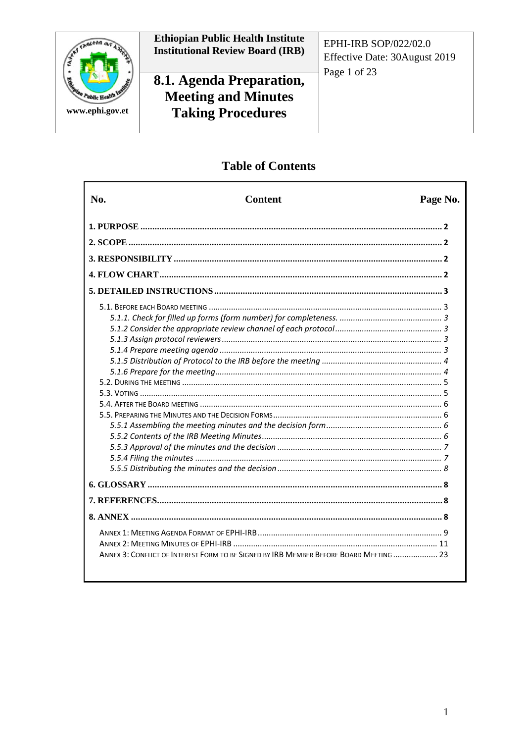| Ethiopian Public Health Institute Institutional Review Board (IRB) | EPHI-IRB SOP/022/02.0 Effective Date: 30August 2019 |
|---|---|
| **8.1. Agenda Preparation, Meeting and Minutes Taking Procedures** | |

www.ephi.gov.et

## Table of Contents

| No. | Content | Page No. |
|---|---|---|
| **1. PURPOSE** | | **2** |
| **2. SCOPE** | | **2** |
| **3. RESPONSIBILITY** | | **2** |
| **4. FLOW CHART** | | **2** |
| **5. DETAILED INSTRUCTIONS** | | **3** |
| 5.1. Before each Board meeting | | 3 |
| *5.1.1. Check for filled up forms (form number) for completeness.* | | *3* |
| *5.1.2 Consider the appropriate review channel of each protocol* | | *3* |
| *5.1.3 Assign protocol reviewers* | | *3* |
| *5.1.4 Prepare meeting agenda* | | *3* |
| *5.1.5 Distribution of Protocol to the IRB before the meeting* | | *4* |
| *5.1.6 Prepare for the meeting* | | *4* |
| 5.2. During the meeting | | 5 |
| 5.3. Voting | | 5 |
| 5.4. After the Board meeting | | 6 |
| 5.5. Preparing the Minutes and the Decision Forms | | 6 |
| *5.5.1 Assembling the meeting minutes and the decision form* | | *6* |
| *5.5.2 Contents of the IRB Meeting Minutes* | | *6* |
| *5.5.3 Approval of the minutes and the decision* | | *7* |
| *5.5.4 Filing the minutes* | | *7* |
| *5.5.5 Distributing the minutes and the decision* | | *8* |
| **6. GLOSSARY** | | **8** |
| **7. REFERENCES** | | **8** |
| **8. ANNEX** | | **8** |
| Annex 1: Meeting Agenda Format of EPHI-IRB | | 9 |
| Annex 2: Meeting Minutes of EPHI-IRB | | 11 |
| Annex 3: Conflict of Interest Form to be Signed by IRB Member Before Board Meeting | | 23 |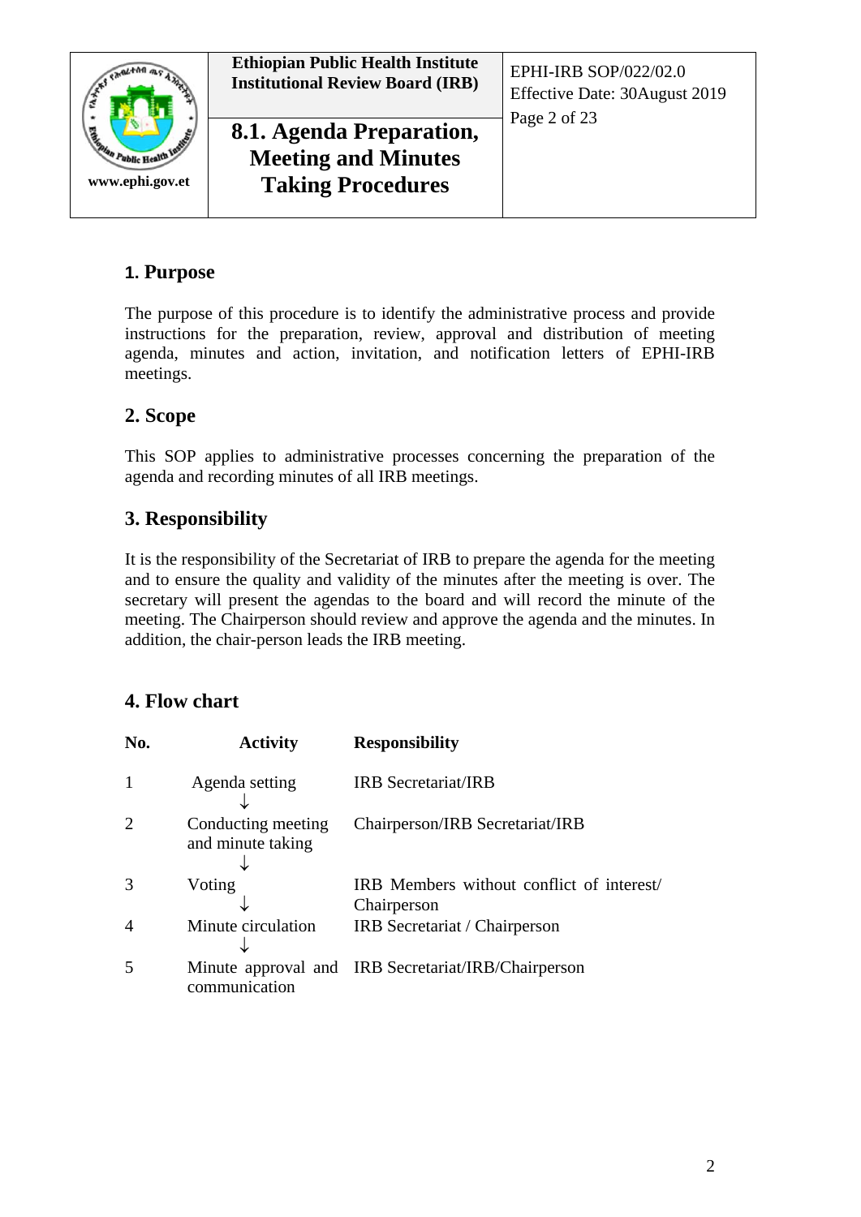## 1. Purpose

The purpose of this procedure is to identify the administrative process and provide instructions for the preparation, review, approval and distribution of meeting agenda, minutes and action, invitation, and notification letters of EPHI-IRB meetings.

## 2. Scope

This SOP applies to administrative processes concerning the preparation of the agenda and recording minutes of all IRB meetings.

## 3. Responsibility

It is the responsibility of the Secretariat of IRB to prepare the agenda for the meeting and to ensure the quality and validity of the minutes after the meeting is over. The secretary will present the agendas to the board and will record the minute of the meeting. The Chairperson should review and approve the agenda and the minutes. In addition, the chair-person leads the IRB meeting.

## 4. Flow chart

| No. | Activity | Responsibility |
|---|---|---|
| 1 | Agenda setting<br>↓ | IRB Secretariat/IRB |
| 2 | Conducting meeting and minute taking<br>↓ | Chairperson/IRB Secretariat/IRB |
| 3 | Voting<br>↓ | IRB Members without conflict of interest/ Chairperson |
| 4 | Minute circulation<br>↓ | IRB Secretariat / Chairperson |
| 5 | Minute approval and communication | IRB Secretariat/IRB/Chairperson |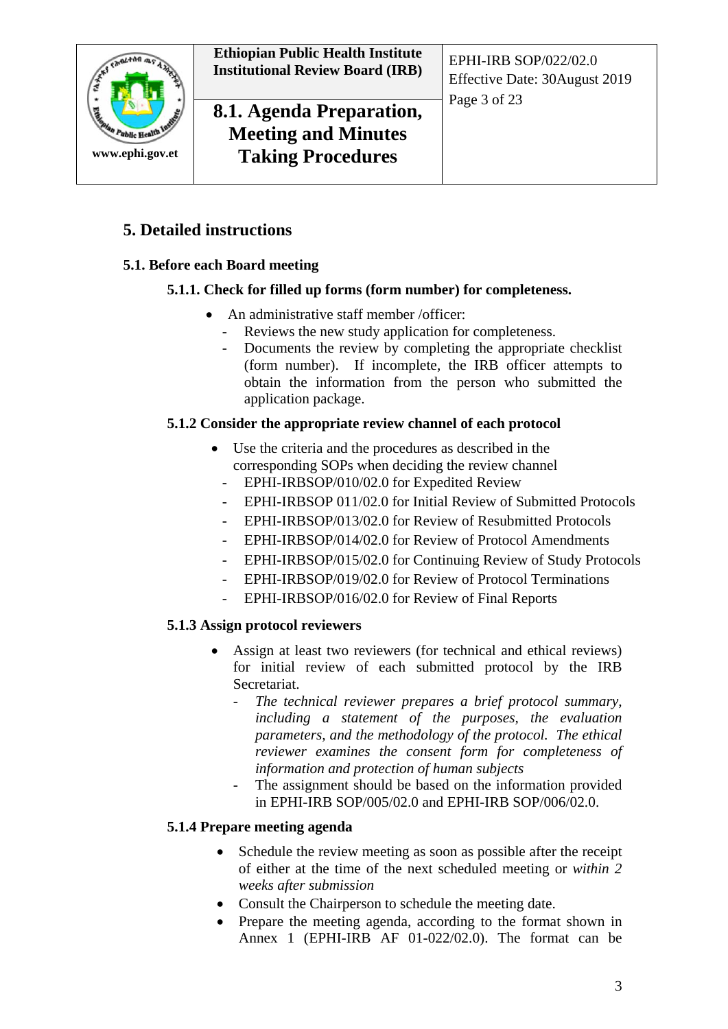# 5. Detailed instructions

## 5.1. Before each Board meeting

### 5.1.1. Check for filled up forms (form number) for completeness.

- An administrative staff member /officer:
  - Reviews the new study application for completeness.
  - Documents the review by completing the appropriate checklist (form number). If incomplete, the IRB officer attempts to obtain the information from the person who submitted the application package.

### 5.1.2 Consider the appropriate review channel of each protocol

- Use the criteria and the procedures as described in the corresponding SOPs when deciding the review channel
  - EPHI-IRBSOP/010/02.0 for Expedited Review
  - EPHI-IRBSOP 011/02.0 for Initial Review of Submitted Protocols
  - EPHI-IRBSOP/013/02.0 for Review of Resubmitted Protocols
  - EPHI-IRBSOP/014/02.0 for Review of Protocol Amendments
  - EPHI-IRBSOP/015/02.0 for Continuing Review of Study Protocols
  - EPHI-IRBSOP/019/02.0 for Review of Protocol Terminations
  - EPHI-IRBSOP/016/02.0 for Review of Final Reports

### 5.1.3 Assign protocol reviewers

- Assign at least two reviewers (for technical and ethical reviews) for initial review of each submitted protocol by the IRB Secretariat.
  - *The technical reviewer prepares a brief protocol summary, including a statement of the purposes, the evaluation parameters, and the methodology of the protocol. The ethical reviewer examines the consent form for completeness of information and protection of human subjects*
  - The assignment should be based on the information provided in EPHI-IRB SOP/005/02.0 and EPHI-IRB SOP/006/02.0.

### 5.1.4 Prepare meeting agenda

- Schedule the review meeting as soon as possible after the receipt of either at the time of the next scheduled meeting or *within 2 weeks after submission*
- Consult the Chairperson to schedule the meeting date.
- Prepare the meeting agenda, according to the format shown in Annex 1 (EPHI-IRB AF 01-022/02.0). The format can be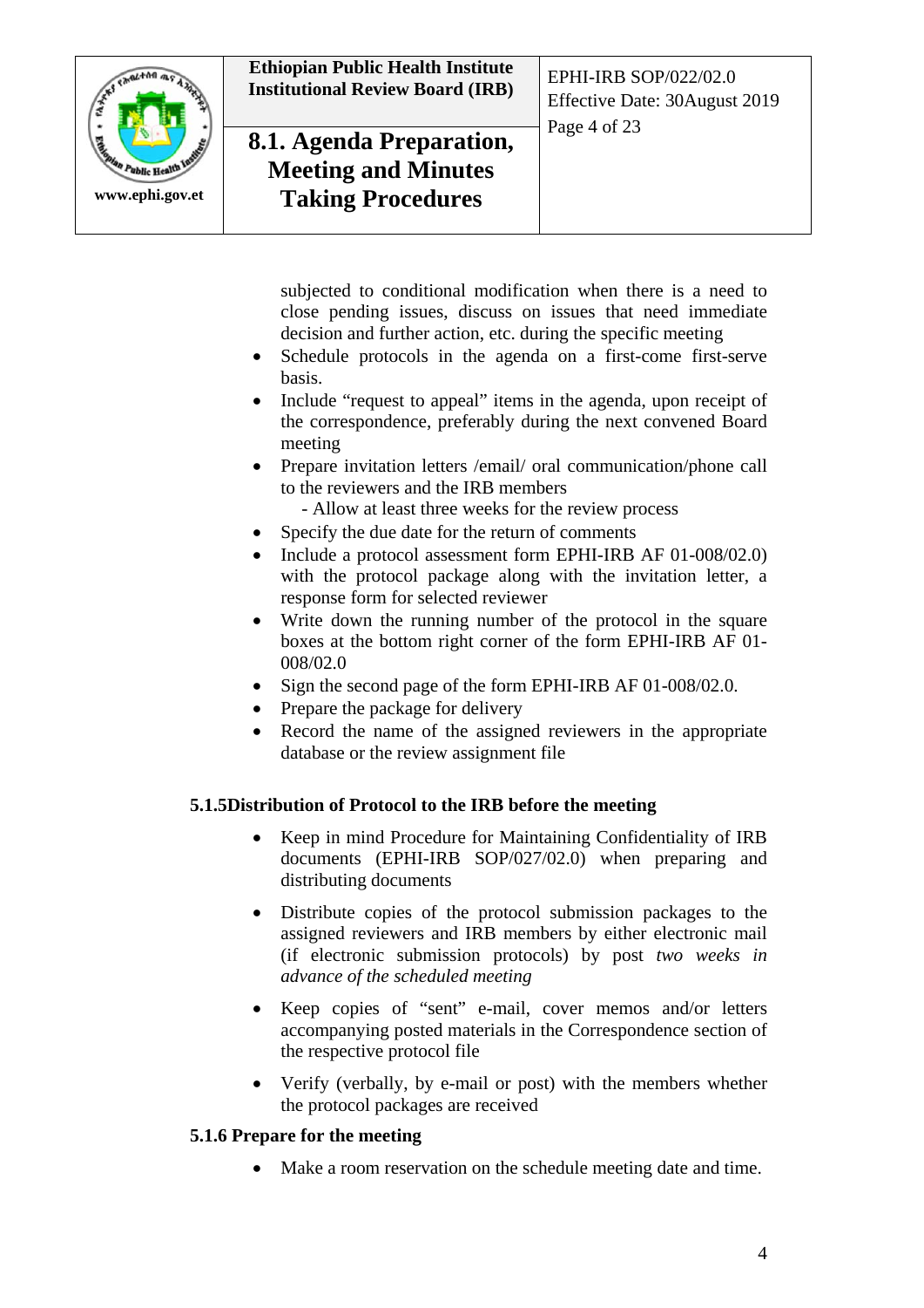subjected to conditional modification when there is a need to close pending issues, discuss on issues that need immediate decision and further action, etc. during the specific meeting

- Schedule protocols in the agenda on a first-come first-serve basis.
- Include "request to appeal" items in the agenda, upon receipt of the correspondence, preferably during the next convened Board meeting
- Prepare invitation letters /email/ oral communication/phone call to the reviewers and the IRB members
  - Allow at least three weeks for the review process
- Specify the due date for the return of comments
- Include a protocol assessment form EPHI-IRB AF 01-008/02.0) with the protocol package along with the invitation letter, a response form for selected reviewer
- Write down the running number of the protocol in the square boxes at the bottom right corner of the form EPHI-IRB AF 01-008/02.0
- Sign the second page of the form EPHI-IRB AF 01-008/02.0.
- Prepare the package for delivery
- Record the name of the assigned reviewers in the appropriate database or the review assignment file

**5.1.5Distribution of Protocol to the IRB before the meeting**

- Keep in mind Procedure for Maintaining Confidentiality of IRB documents (EPHI-IRB SOP/027/02.0) when preparing and distributing documents
- Distribute copies of the protocol submission packages to the assigned reviewers and IRB members by either electronic mail (if electronic submission protocols) by post *two weeks in advance of the scheduled meeting*
- Keep copies of "sent" e-mail, cover memos and/or letters accompanying posted materials in the Correspondence section of the respective protocol file
- Verify (verbally, by e-mail or post) with the members whether the protocol packages are received

**5.1.6 Prepare for the meeting**

- Make a room reservation on the schedule meeting date and time.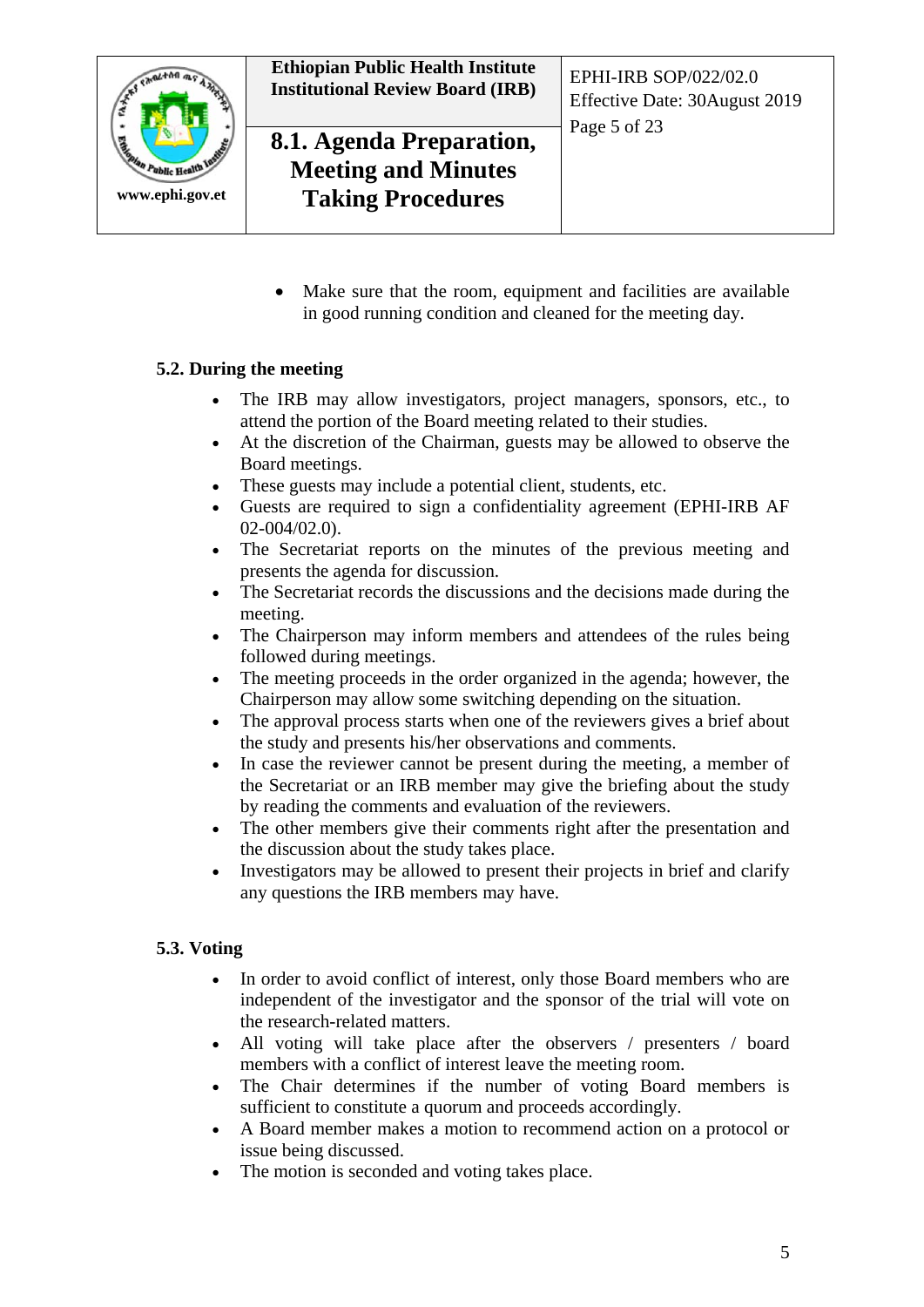- Make sure that the room, equipment and facilities are available in good running condition and cleaned for the meeting day.

### 5.2. During the meeting

- The IRB may allow investigators, project managers, sponsors, etc., to attend the portion of the Board meeting related to their studies.
- At the discretion of the Chairman, guests may be allowed to observe the Board meetings.
- These guests may include a potential client, students, etc.
- Guests are required to sign a confidentiality agreement (EPHI-IRB AF 02-004/02.0).
- The Secretariat reports on the minutes of the previous meeting and presents the agenda for discussion.
- The Secretariat records the discussions and the decisions made during the meeting.
- The Chairperson may inform members and attendees of the rules being followed during meetings.
- The meeting proceeds in the order organized in the agenda; however, the Chairperson may allow some switching depending on the situation.
- The approval process starts when one of the reviewers gives a brief about the study and presents his/her observations and comments.
- In case the reviewer cannot be present during the meeting, a member of the Secretariat or an IRB member may give the briefing about the study by reading the comments and evaluation of the reviewers.
- The other members give their comments right after the presentation and the discussion about the study takes place.
- Investigators may be allowed to present their projects in brief and clarify any questions the IRB members may have.

### 5.3. Voting

- In order to avoid conflict of interest, only those Board members who are independent of the investigator and the sponsor of the trial will vote on the research-related matters.
- All voting will take place after the observers / presenters / board members with a conflict of interest leave the meeting room.
- The Chair determines if the number of voting Board members is sufficient to constitute a quorum and proceeds accordingly.
- A Board member makes a motion to recommend action on a protocol or issue being discussed.
- The motion is seconded and voting takes place.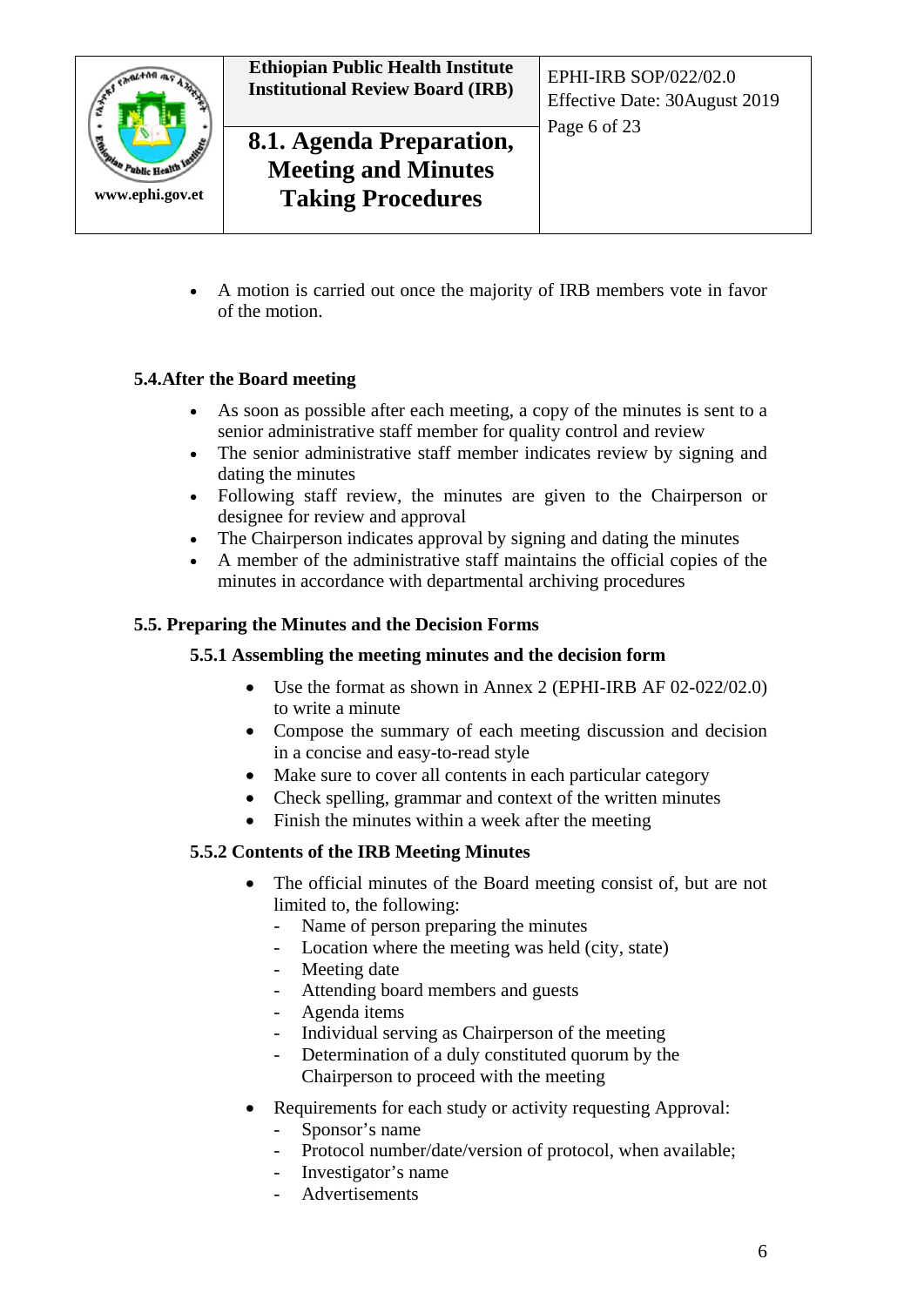- A motion is carried out once the majority of IRB members vote in favor of the motion.

## 5.4.After the Board meeting

- As soon as possible after each meeting, a copy of the minutes is sent to a senior administrative staff member for quality control and review
- The senior administrative staff member indicates review by signing and dating the minutes
- Following staff review, the minutes are given to the Chairperson or designee for review and approval
- The Chairperson indicates approval by signing and dating the minutes
- A member of the administrative staff maintains the official copies of the minutes in accordance with departmental archiving procedures

## 5.5. Preparing the Minutes and the Decision Forms

### 5.5.1 Assembling the meeting minutes and the decision form

- Use the format as shown in Annex 2 (EPHI-IRB AF 02-022/02.0) to write a minute
- Compose the summary of each meeting discussion and decision in a concise and easy-to-read style
- Make sure to cover all contents in each particular category
- Check spelling, grammar and context of the written minutes
- Finish the minutes within a week after the meeting

### 5.5.2 Contents of the IRB Meeting Minutes

- The official minutes of the Board meeting consist of, but are not limited to, the following:
  - Name of person preparing the minutes
  - Location where the meeting was held (city, state)
  - Meeting date
  - Attending board members and guests
  - Agenda items
  - Individual serving as Chairperson of the meeting
  - Determination of a duly constituted quorum by the Chairperson to proceed with the meeting
- Requirements for each study or activity requesting Approval:
  - Sponsor's name
  - Protocol number/date/version of protocol, when available;
  - Investigator's name
  - Advertisements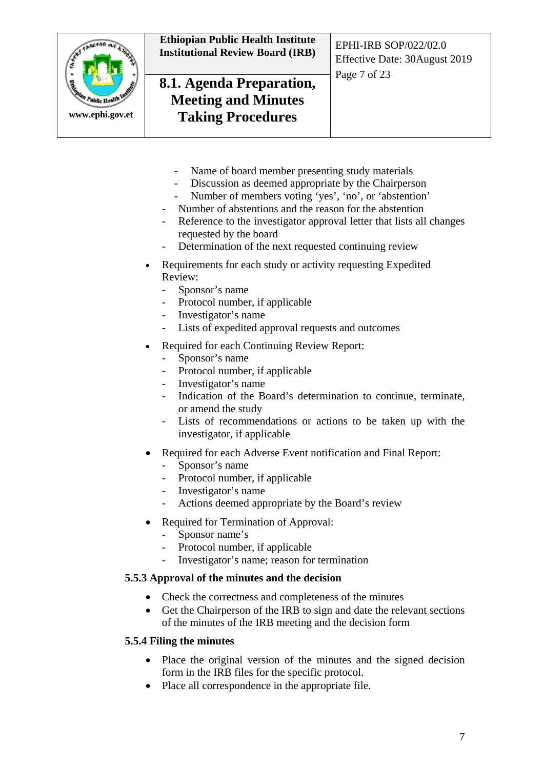- Name of board member presenting study materials
  - Discussion as deemed appropriate by the Chairperson
  - Number of members voting 'yes', 'no', or 'abstention'
- Number of abstentions and the reason for the abstention
- Reference to the investigator approval letter that lists all changes requested by the board
- Determination of the next requested continuing review

- Requirements for each study or activity requesting Expedited Review:
  - Sponsor's name
  - Protocol number, if applicable
  - Investigator's name
  - Lists of expedited approval requests and outcomes

- Required for each Continuing Review Report:
  - Sponsor's name
  - Protocol number, if applicable
  - Investigator's name
  - Indication of the Board's determination to continue, terminate, or amend the study
  - Lists of recommendations or actions to be taken up with the investigator, if applicable

- Required for each Adverse Event notification and Final Report:
  - Sponsor's name
  - Protocol number, if applicable
  - Investigator's name
  - Actions deemed appropriate by the Board's review

- Required for Termination of Approval:
  - Sponsor name's
  - Protocol number, if applicable
  - Investigator's name; reason for termination

**5.5.3 Approval of the minutes and the decision**

- Check the correctness and completeness of the minutes
- Get the Chairperson of the IRB to sign and date the relevant sections of the minutes of the IRB meeting and the decision form

**5.5.4 Filing the minutes**

- Place the original version of the minutes and the signed decision form in the IRB files for the specific protocol.
- Place all correspondence in the appropriate file.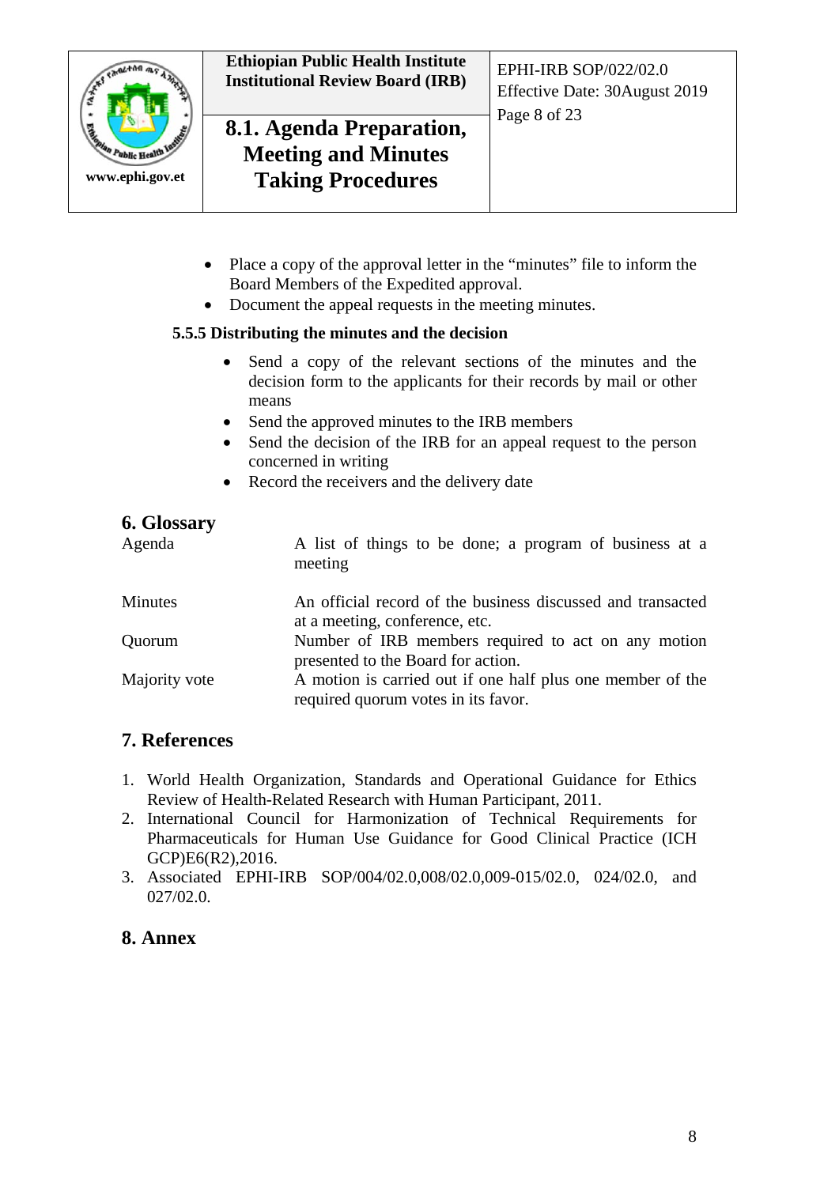- Place a copy of the approval letter in the "minutes" file to inform the Board Members of the Expedited approval.
- Document the appeal requests in the meeting minutes.

#### 5.5.5 Distributing the minutes and the decision

- Send a copy of the relevant sections of the minutes and the decision form to the applicants for their records by mail or other means
- Send the approved minutes to the IRB members
- Send the decision of the IRB for an appeal request to the person concerned in writing
- Record the receivers and the delivery date

## 6. Glossary

| | |
|---|---|
| Agenda | A list of things to be done; a program of business at a meeting |
| Minutes | An official record of the business discussed and transacted at a meeting, conference, etc. |
| Quorum | Number of IRB members required to act on any motion presented to the Board for action. |
| Majority vote | A motion is carried out if one half plus one member of the required quorum votes in its favor. |

## 7. References

1. World Health Organization, Standards and Operational Guidance for Ethics Review of Health-Related Research with Human Participant, 2011.
2. International Council for Harmonization of Technical Requirements for Pharmaceuticals for Human Use Guidance for Good Clinical Practice (ICH GCP)E6(R2),2016.
3. Associated EPHI-IRB SOP/004/02.0,008/02.0,009-015/02.0, 024/02.0, and 027/02.0.

## 8. Annex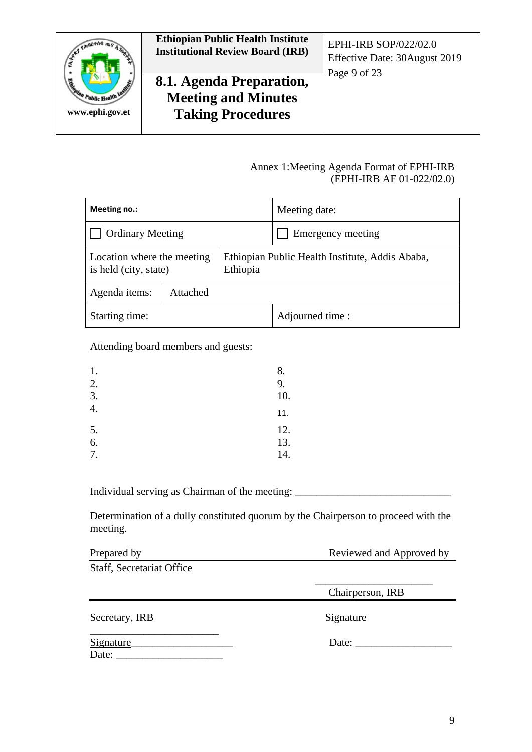Annex 1:Meeting Agenda Format of EPHI-IRB
(EPHI-IRB AF 01-022/02.0)

| **Meeting no.:** | | Meeting date: |
|---|---|---|
| ☐ Ordinary Meeting | | ☐ Emergency meeting |
| Location where the meeting is held (city, state) | Ethiopian Public Health Institute, Addis Ababa, Ethiopia | |
| Agenda items: | Attached | |
| Starting time: | | Adjourned time : |

Attending board members and guests:

1.
2.
3.
4.
5.
6.
7.
8.
9.
10.
11.
12.
13.
14.

Individual serving as Chairman of the meeting: _____________________________

Determination of a dully constituted quorum by the Chairperson to proceed with the meeting.

| Prepared by | Reviewed and Approved by |
|---|---|
| Staff, Secretariat Office | _____________________ Chairperson, IRB |
| Secretary, IRB _________________________ | Signature |
| Signature___________________ Date: ____________________ | Date: __________________ |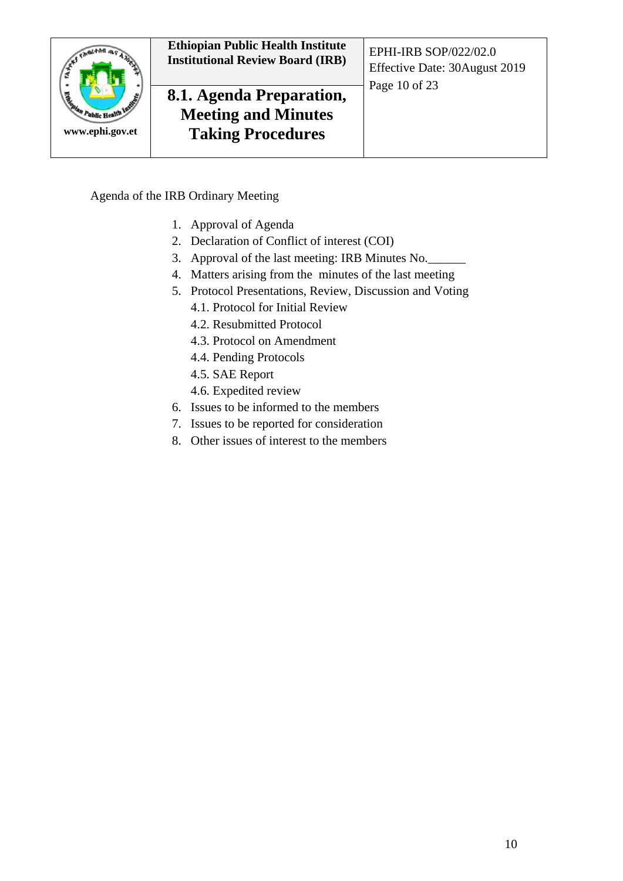Agenda of the IRB Ordinary Meeting

1. Approval of Agenda
2. Declaration of Conflict of interest (COI)
3. Approval of the last meeting: IRB Minutes No.______
4. Matters arising from the minutes of the last meeting
5. Protocol Presentations, Review, Discussion and Voting
   - 4.1. Protocol for Initial Review
   - 4.2. Resubmitted Protocol
   - 4.3. Protocol on Amendment
   - 4.4. Pending Protocols
   - 4.5. SAE Report
   - 4.6. Expedited review
6. Issues to be informed to the members
7. Issues to be reported for consideration
8. Other issues of interest to the members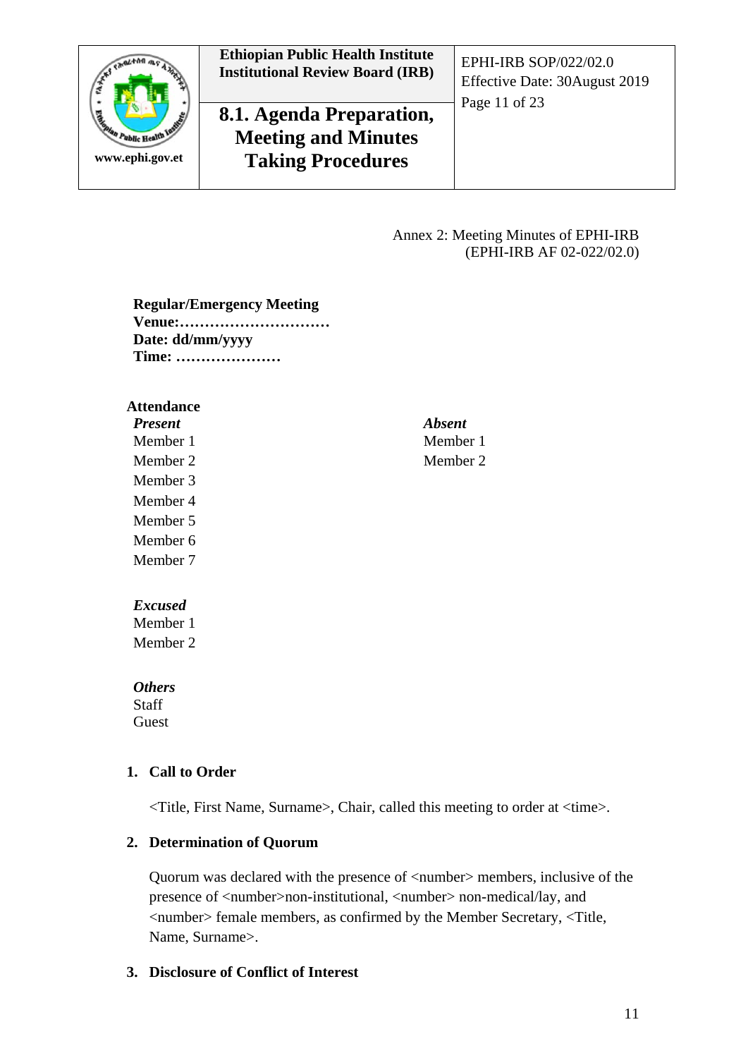Annex 2: Meeting Minutes of EPHI-IRB
(EPHI-IRB AF 02-022/02.0)

**Regular/Emergency Meeting**
**Venue:…………………………**
**Date: dd/mm/yyyy**
**Time: …………………**

**Attendance**

| ***Present*** | ***Absent*** |
|---|---|
| Member 1 | Member 1 |
| Member 2 | Member 2 |
| Member 3 | |
| Member 4 | |
| Member 5 | |
| Member 6 | |
| Member 7 | |

***Excused***
Member 1
Member 2

***Others***
Staff
Guest

1. **Call to Order**

   <Title, First Name, Surname>, Chair, called this meeting to order at <time>.

2. **Determination of Quorum**

   Quorum was declared with the presence of <number> members, inclusive of the presence of <number>non-institutional, <number> non-medical/lay, and <number> female members, as confirmed by the Member Secretary, <Title, Name, Surname>.

3. **Disclosure of Conflict of Interest**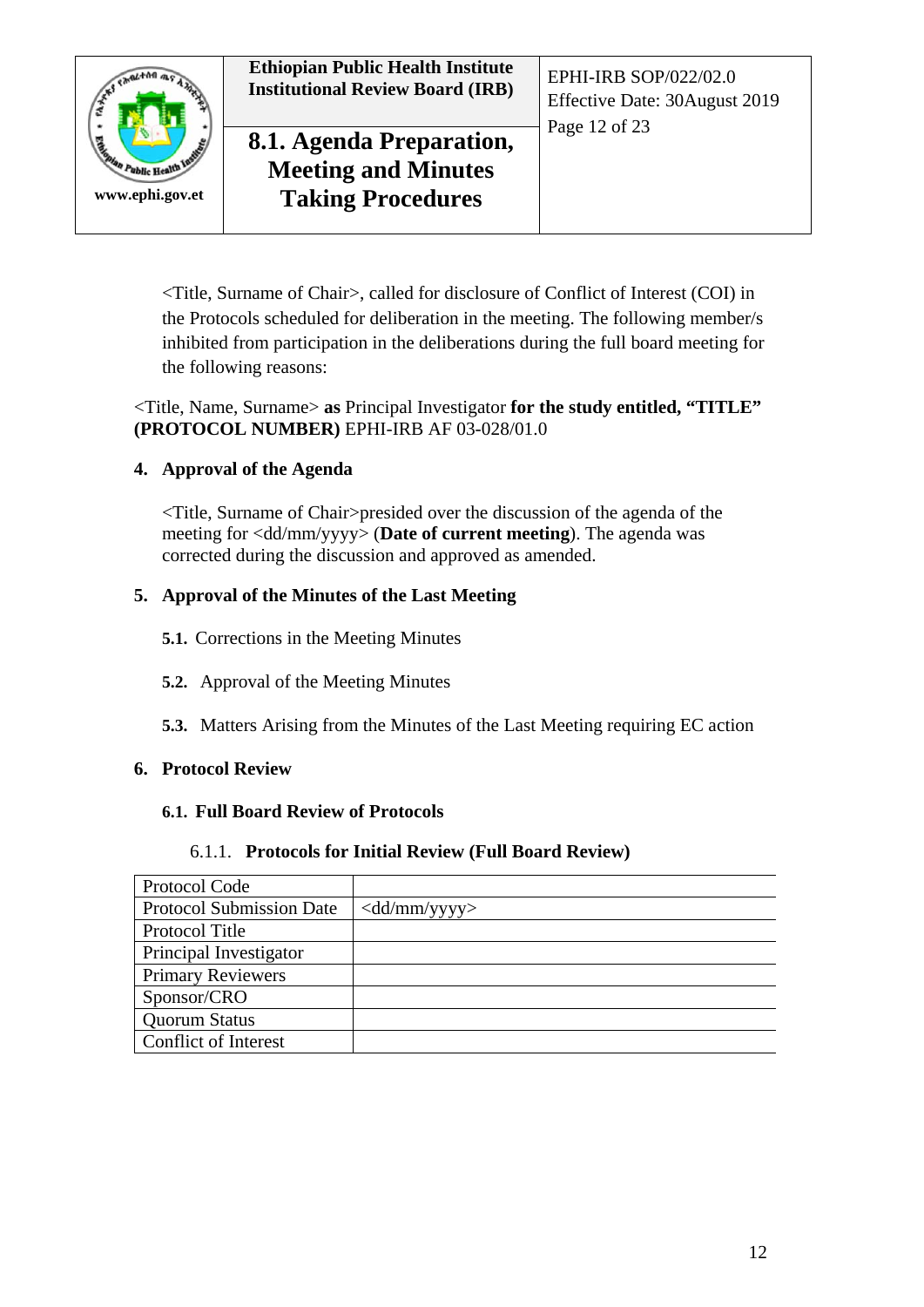<Title, Surname of Chair>, called for disclosure of Conflict of Interest (COI) in the Protocols scheduled for deliberation in the meeting. The following member/s inhibited from participation in the deliberations during the full board meeting for the following reasons:

<Title, Name, Surname> **as** Principal Investigator **for the study entitled, "TITLE" (PROTOCOL NUMBER)** EPHI-IRB AF 03-028/01.0

**4. Approval of the Agenda**

<Title, Surname of Chair>presided over the discussion of the agenda of the meeting for <dd/mm/yyyy> (**Date of current meeting**). The agenda was corrected during the discussion and approved as amended.

**5. Approval of the Minutes of the Last Meeting**

**5.1.** Corrections in the Meeting Minutes

**5.2.** Approval of the Meeting Minutes

**5.3.** Matters Arising from the Minutes of the Last Meeting requiring EC action

**6. Protocol Review**

**6.1. Full Board Review of Protocols**

6.1.1. **Protocols for Initial Review (Full Board Review)**

| Protocol Code | |
|---|---|
| Protocol Submission Date | <dd/mm/yyyy> |
| Protocol Title | |
| Principal Investigator | |
| Primary Reviewers | |
| Sponsor/CRO | |
| Quorum Status | |
| Conflict of Interest | |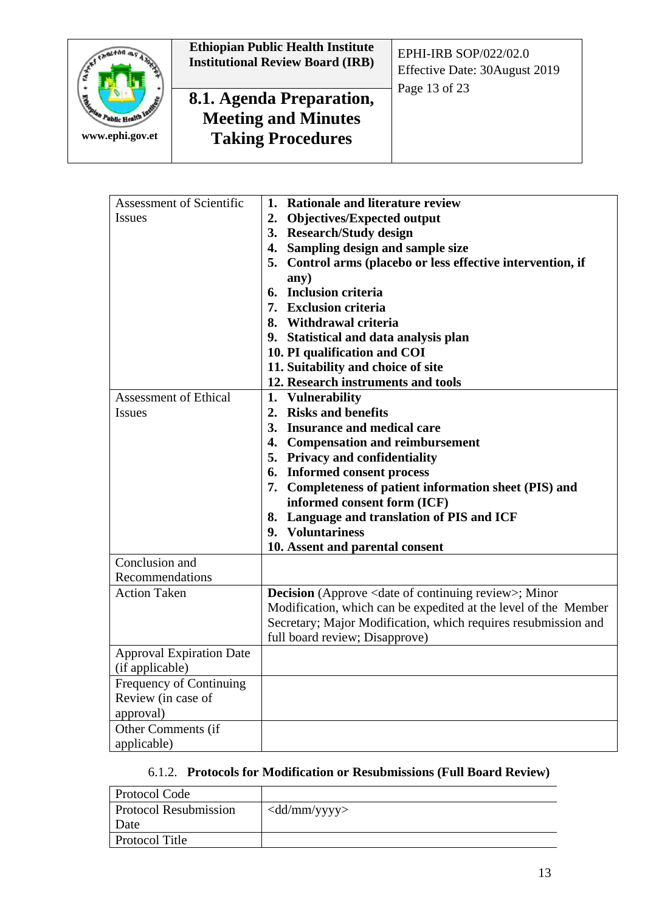| Assessment of Scientific Issues | **1. Rationale and literature review**<br>**2. Objectives/Expected output**<br>**3. Research/Study design**<br>**4. Sampling design and sample size**<br>**5. Control arms (placebo or less effective intervention, if any)**<br>**6. Inclusion criteria**<br>**7. Exclusion criteria**<br>**8. Withdrawal criteria**<br>**9. Statistical and data analysis plan**<br>**10. PI qualification and COI**<br>**11. Suitability and choice of site**<br>**12. Research instruments and tools** |
|---|---|
| Assessment of Ethical Issues | **1. Vulnerability**<br>**2. Risks and benefits**<br>**3. Insurance and medical care**<br>**4. Compensation and reimbursement**<br>**5. Privacy and confidentiality**<br>**6. Informed consent process**<br>**7. Completeness of patient information sheet (PIS) and informed consent form (ICF)**<br>**8. Language and translation of PIS and ICF**<br>**9. Voluntariness**<br>**10. Assent and parental consent** |
| Conclusion and Recommendations | |
| Action Taken | **Decision** (Approve <date of continuing review>; Minor Modification, which can be expedited at the level of the Member Secretary; Major Modification, which requires resubmission and full board review; Disapprove) |
| Approval Expiration Date (if applicable) | |
| Frequency of Continuing Review (in case of approval) | |
| Other Comments (if applicable) | |

### 6.1.2. **Protocols for Modification or Resubmissions (Full Board Review)**

| Protocol Code | |
|---|---|
| Protocol Resubmission Date | <dd/mm/yyyy> |
| Protocol Title | |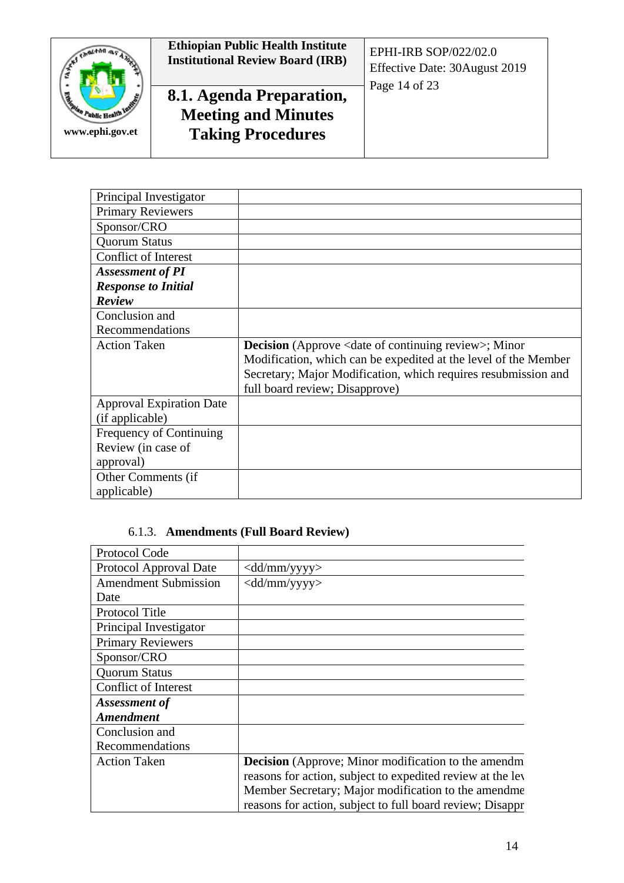| Principal Investigator | |
|---|---|
| Primary Reviewers | |
| Sponsor/CRO | |
| Quorum Status | |
| Conflict of Interest | |
| ***Assessment of PI Response to Initial Review*** | |
| Conclusion and Recommendations | |
| Action Taken | **Decision** (Approve <date of continuing review>; Minor Modification, which can be expedited at the level of the Member Secretary; Major Modification, which requires resubmission and full board review; Disapprove) |
| Approval Expiration Date (if applicable) | |
| Frequency of Continuing Review (in case of approval) | |
| Other Comments (if applicable) | |

### 6.1.3. Amendments (Full Board Review)

| Protocol Code | |
|---|---|
| Protocol Approval Date | <dd/mm/yyyy> |
| Amendment Submission Date | <dd/mm/yyyy> |
| Protocol Title | |
| Principal Investigator | |
| Primary Reviewers | |
| Sponsor/CRO | |
| Quorum Status | |
| Conflict of Interest | |
| ***Assessment of Amendment*** | |
| Conclusion and Recommendations | |
| Action Taken | **Decision** (Approve; Minor modification to the amendm reasons for action, subject to expedited review at the lev Member Secretary; Major modification to the amendme reasons for action, subject to full board review; Disappr |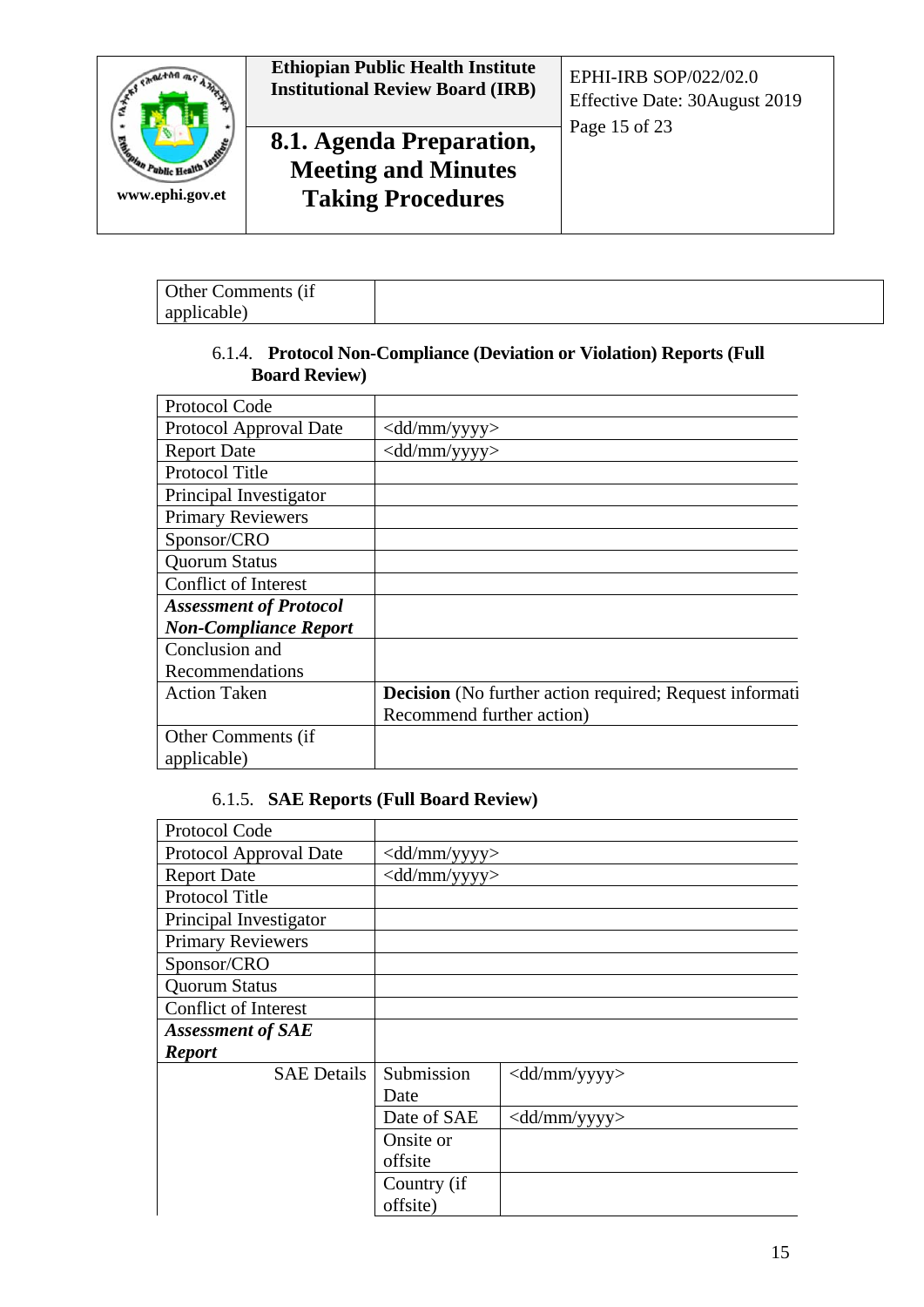| Other Comments (if applicable) | |
|---|---|

#### 6.1.4. Protocol Non-Compliance (Deviation or Violation) Reports (Full Board Review)

| Protocol Code | |
|---|---|
| Protocol Approval Date | <dd/mm/yyyy> |
| Report Date | <dd/mm/yyyy> |
| Protocol Title | |
| Principal Investigator | |
| Primary Reviewers | |
| Sponsor/CRO | |
| Quorum Status | |
| Conflict of Interest | |
| ***Assessment of Protocol Non-Compliance Report*** | |
| Conclusion and Recommendations | |
| Action Taken | **Decision** (No further action required; Request informati Recommend further action) |
| Other Comments (if applicable) | |

#### 6.1.5. SAE Reports (Full Board Review)

| Protocol Code | | |
|---|---|---|
| Protocol Approval Date | <dd/mm/yyyy> | |
| Report Date | <dd/mm/yyyy> | |
| Protocol Title | | |
| Principal Investigator | | |
| Primary Reviewers | | |
| Sponsor/CRO | | |
| Quorum Status | | |
| Conflict of Interest | | |
| ***Assessment of SAE Report*** | | |
| SAE Details | Submission Date | <dd/mm/yyyy> |
| | Date of SAE | <dd/mm/yyyy> |
| | Onsite or offsite | |
| | Country (if offsite) | |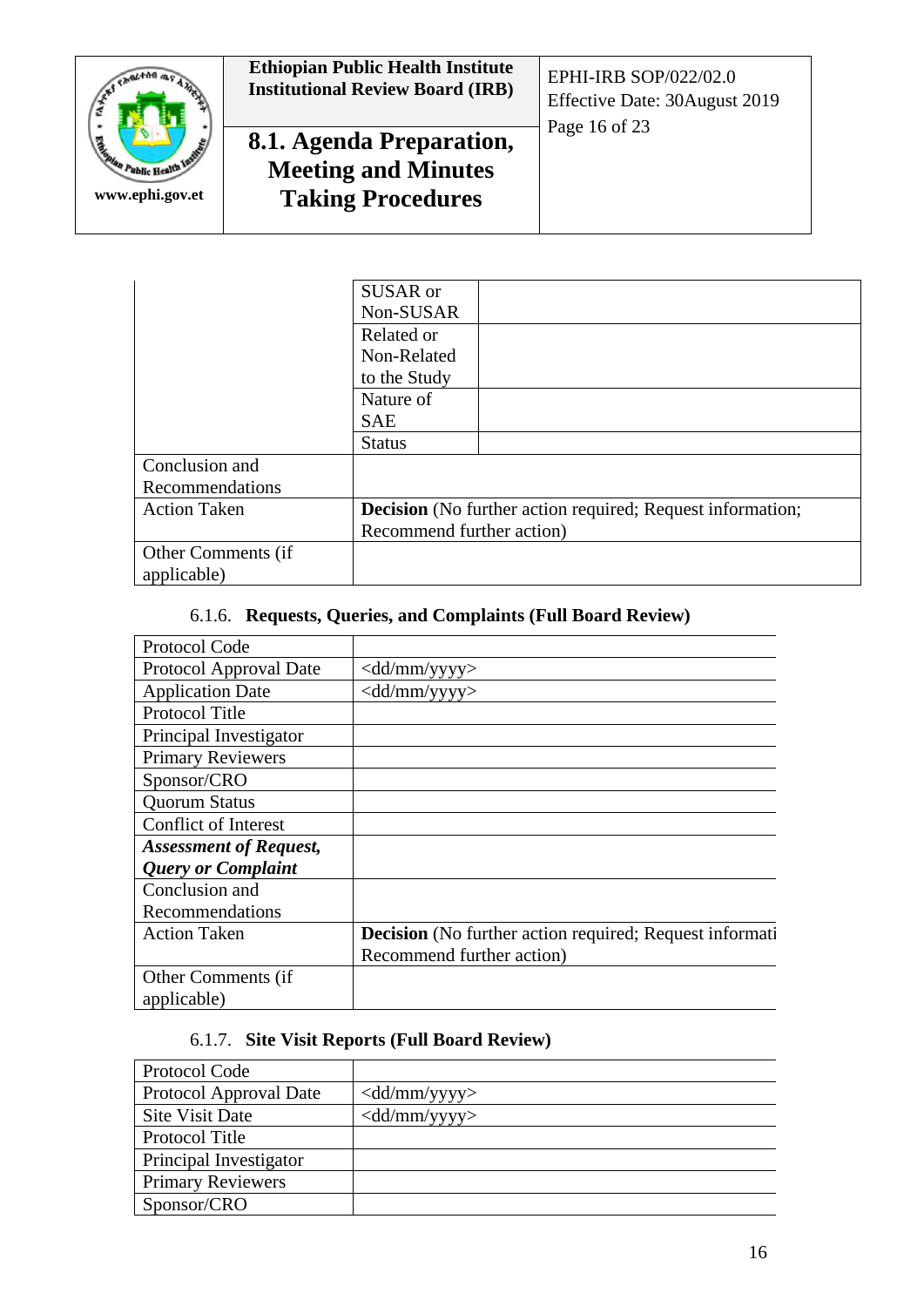| | | |
|---|---|---|
| | SUSAR or Non-SUSAR | |
| | Related or Non-Related to the Study | |
| | Nature of SAE | |
| | Status | |
| Conclusion and Recommendations | | |
| Action Taken | **Decision** (No further action required; Request information; Recommend further action) | |
| Other Comments (if applicable) | | |

### 6.1.6. **Requests, Queries, and Complaints (Full Board Review)**

| | |
|---|---|
| Protocol Code | |
| Protocol Approval Date | <dd/mm/yyyy> |
| Application Date | <dd/mm/yyyy> |
| Protocol Title | |
| Principal Investigator | |
| Primary Reviewers | |
| Sponsor/CRO | |
| Quorum Status | |
| Conflict of Interest | |
| ***Assessment of Request, Query or Complaint*** | |
| Conclusion and Recommendations | |
| Action Taken | **Decision** (No further action required; Request informati Recommend further action) |
| Other Comments (if applicable) | |

### 6.1.7. **Site Visit Reports (Full Board Review)**

| | |
|---|---|
| Protocol Code | |
| Protocol Approval Date | <dd/mm/yyyy> |
| Site Visit Date | <dd/mm/yyyy> |
| Protocol Title | |
| Principal Investigator | |
| Primary Reviewers | |
| Sponsor/CRO | |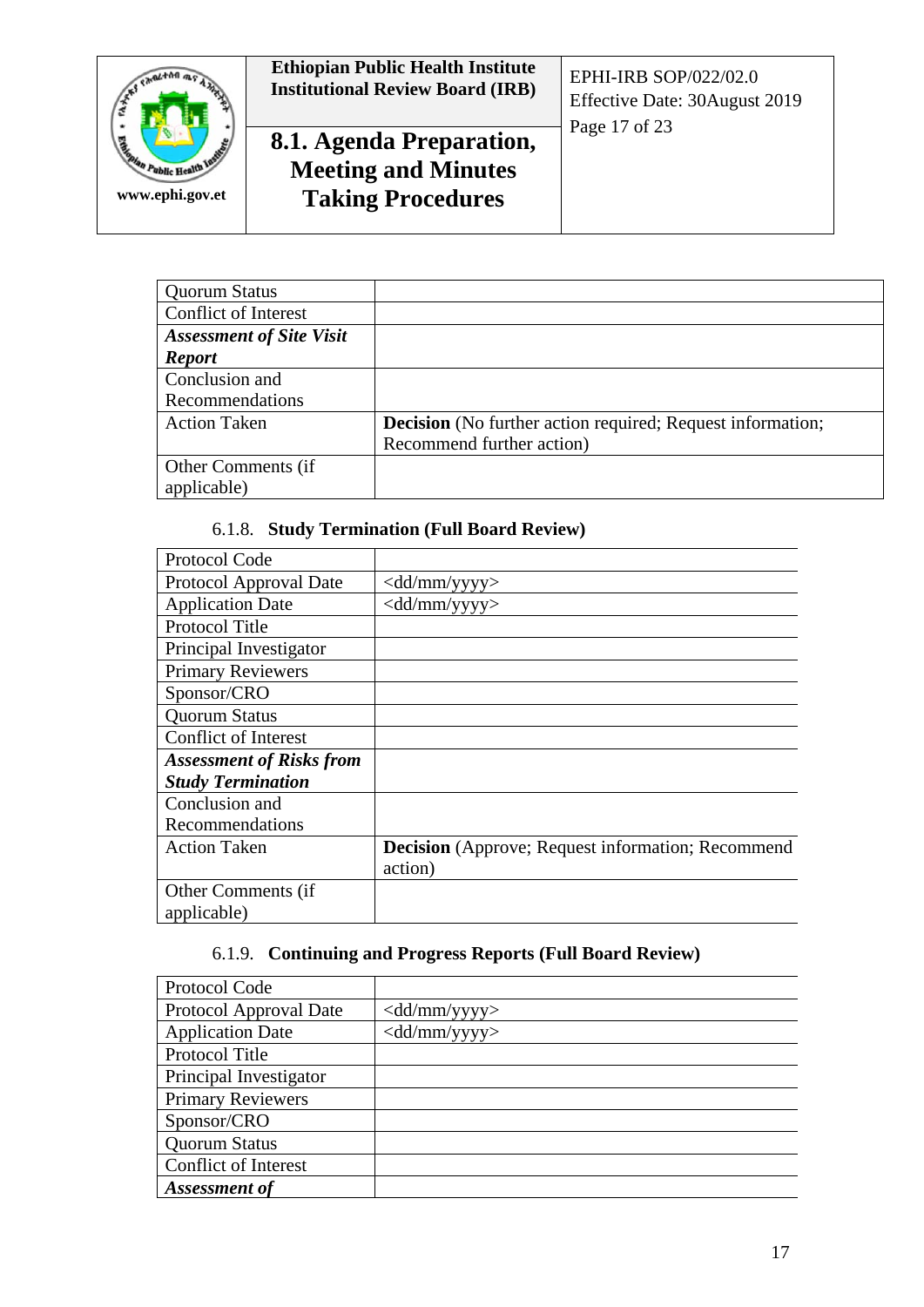| | |
|---|---|
| Quorum Status | |
| Conflict of Interest | |
| ***Assessment of Site Visit Report*** | |
| Conclusion and Recommendations | |
| Action Taken | **Decision** (No further action required; Request information; Recommend further action) |
| Other Comments (if applicable) | |

### 6.1.8. Study Termination (Full Board Review)

| | |
|---|---|
| Protocol Code | |
| Protocol Approval Date | <dd/mm/yyyy> |
| Application Date | <dd/mm/yyyy> |
| Protocol Title | |
| Principal Investigator | |
| Primary Reviewers | |
| Sponsor/CRO | |
| Quorum Status | |
| Conflict of Interest | |
| ***Assessment of Risks from Study Termination*** | |
| Conclusion and Recommendations | |
| Action Taken | **Decision** (Approve; Request information; Recommend action) |
| Other Comments (if applicable) | |

### 6.1.9. Continuing and Progress Reports (Full Board Review)

| | |
|---|---|
| Protocol Code | |
| Protocol Approval Date | <dd/mm/yyyy> |
| Application Date | <dd/mm/yyyy> |
| Protocol Title | |
| Principal Investigator | |
| Primary Reviewers | |
| Sponsor/CRO | |
| Quorum Status | |
| Conflict of Interest | |
| ***Assessment of*** | |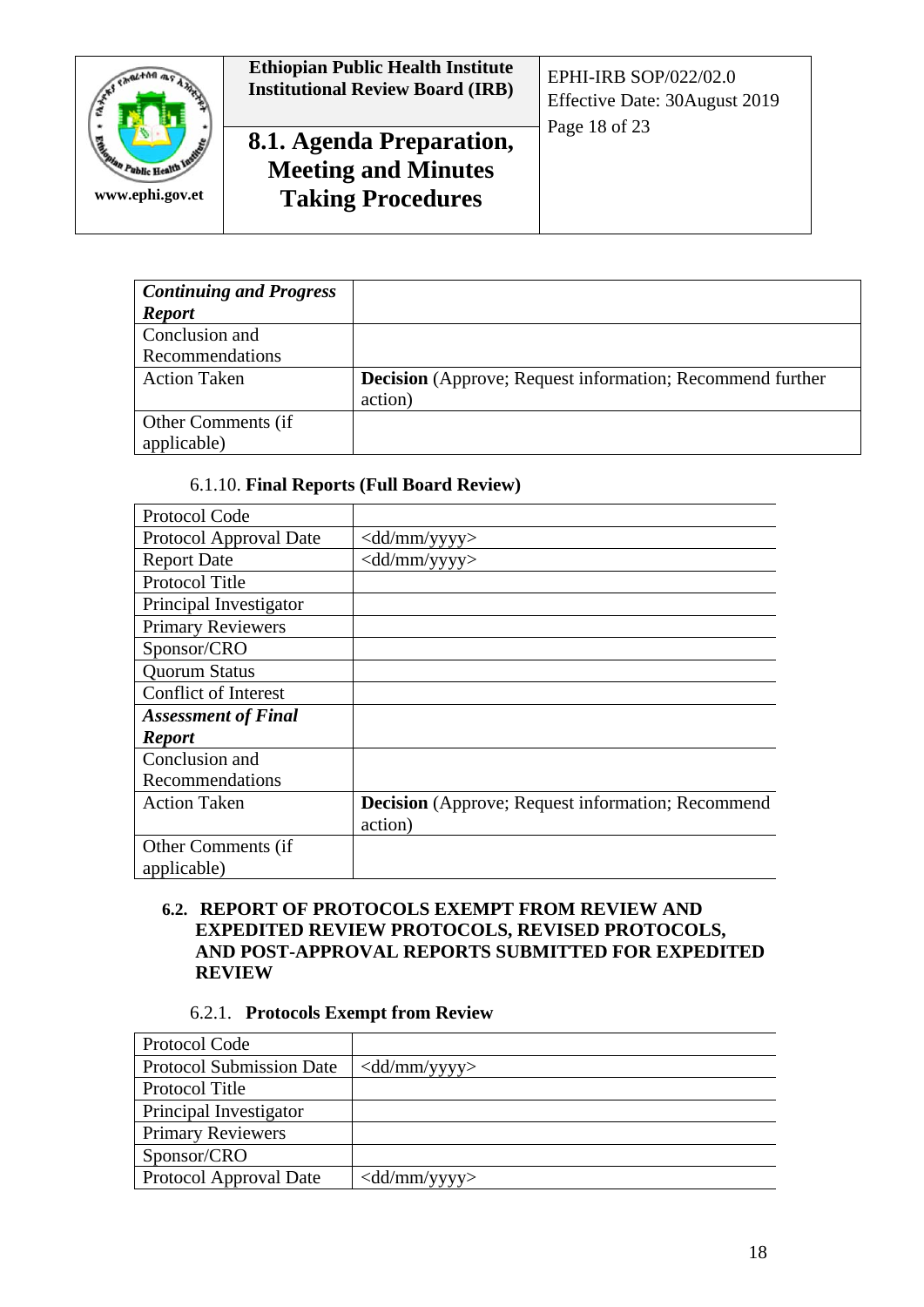| *Continuing and Progress Report* | |
|---|---|
| Conclusion and Recommendations | |
| Action Taken | **Decision** (Approve; Request information; Recommend further action) |
| Other Comments (if applicable) | |

6.1.10. **Final Reports (Full Board Review)**

| Protocol Code | |
|---|---|
| Protocol Approval Date | <dd/mm/yyyy> |
| Report Date | <dd/mm/yyyy> |
| Protocol Title | |
| Principal Investigator | |
| Primary Reviewers | |
| Sponsor/CRO | |
| Quorum Status | |
| Conflict of Interest | |
| ***Assessment of Final Report*** | |
| Conclusion and Recommendations | |
| Action Taken | **Decision** (Approve; Request information; Recommend action) |
| Other Comments (if applicable) | |

## 6.2. REPORT OF PROTOCOLS EXEMPT FROM REVIEW AND EXPEDITED REVIEW PROTOCOLS, REVISED PROTOCOLS, AND POST-APPROVAL REPORTS SUBMITTED FOR EXPEDITED REVIEW

6.2.1. **Protocols Exempt from Review**

| Protocol Code | |
|---|---|
| Protocol Submission Date | <dd/mm/yyyy> |
| Protocol Title | |
| Principal Investigator | |
| Primary Reviewers | |
| Sponsor/CRO | |
| Protocol Approval Date | <dd/mm/yyyy> |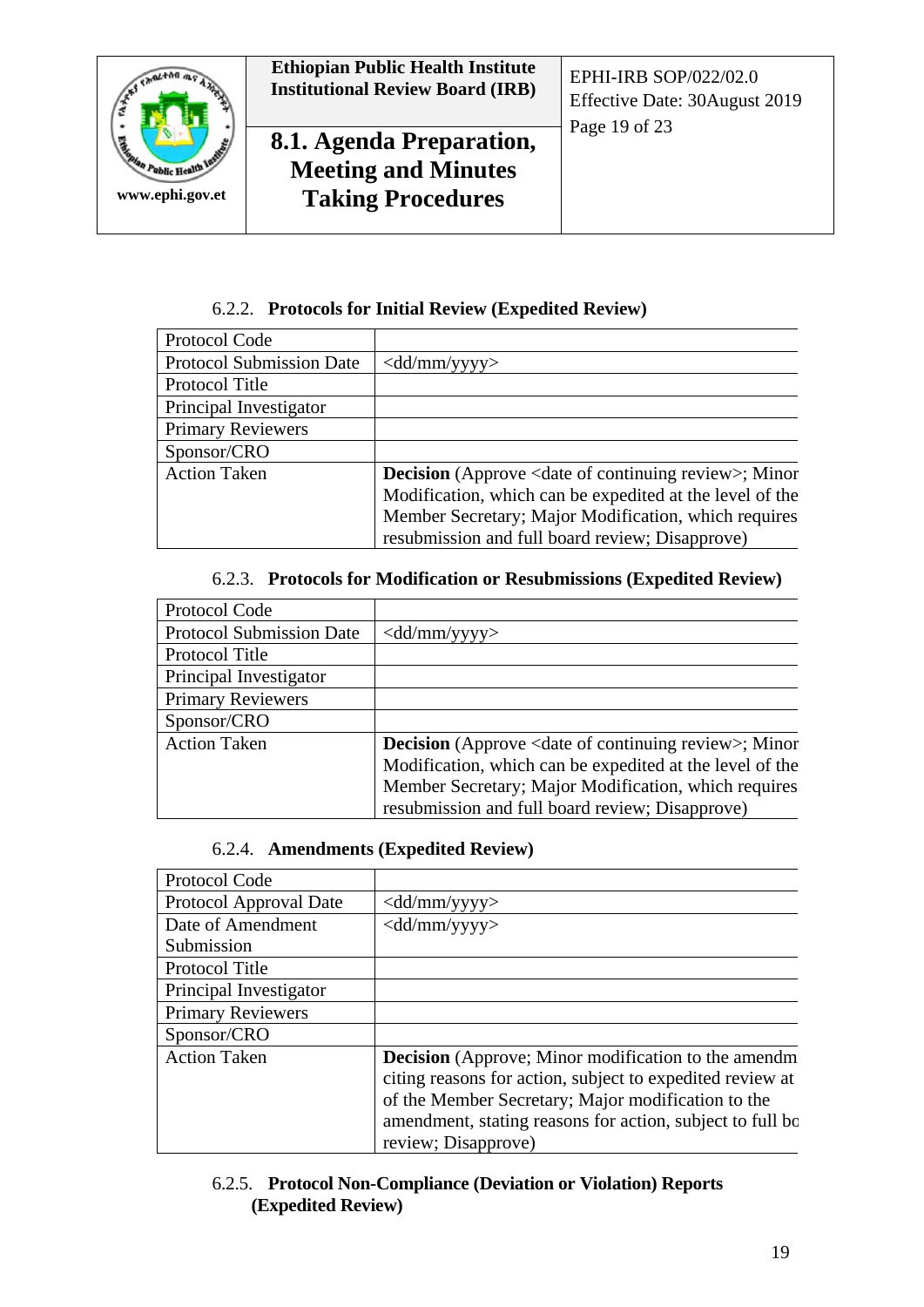### 6.2.2. Protocols for Initial Review (Expedited Review)

| Protocol Code | |
|---|---|
| Protocol Submission Date | <dd/mm/yyyy> |
| Protocol Title | |
| Principal Investigator | |
| Primary Reviewers | |
| Sponsor/CRO | |
| Action Taken | **Decision** (Approve <date of continuing review>; Minor Modification, which can be expedited at the level of the Member Secretary; Major Modification, which requires resubmission and full board review; Disapprove) |

### 6.2.3. Protocols for Modification or Resubmissions (Expedited Review)

| Protocol Code | |
|---|---|
| Protocol Submission Date | <dd/mm/yyyy> |
| Protocol Title | |
| Principal Investigator | |
| Primary Reviewers | |
| Sponsor/CRO | |
| Action Taken | **Decision** (Approve <date of continuing review>; Minor Modification, which can be expedited at the level of the Member Secretary; Major Modification, which requires resubmission and full board review; Disapprove) |

### 6.2.4. Amendments (Expedited Review)

| Protocol Code | |
|---|---|
| Protocol Approval Date | <dd/mm/yyyy> |
| Date of Amendment Submission | <dd/mm/yyyy> |
| Protocol Title | |
| Principal Investigator | |
| Primary Reviewers | |
| Sponsor/CRO | |
| Action Taken | **Decision** (Approve; Minor modification to the amendm citing reasons for action, subject to expedited review at of the Member Secretary; Major modification to the amendment, stating reasons for action, subject to full bo review; Disapprove) |

### 6.2.5. Protocol Non-Compliance (Deviation or Violation) Reports (Expedited Review)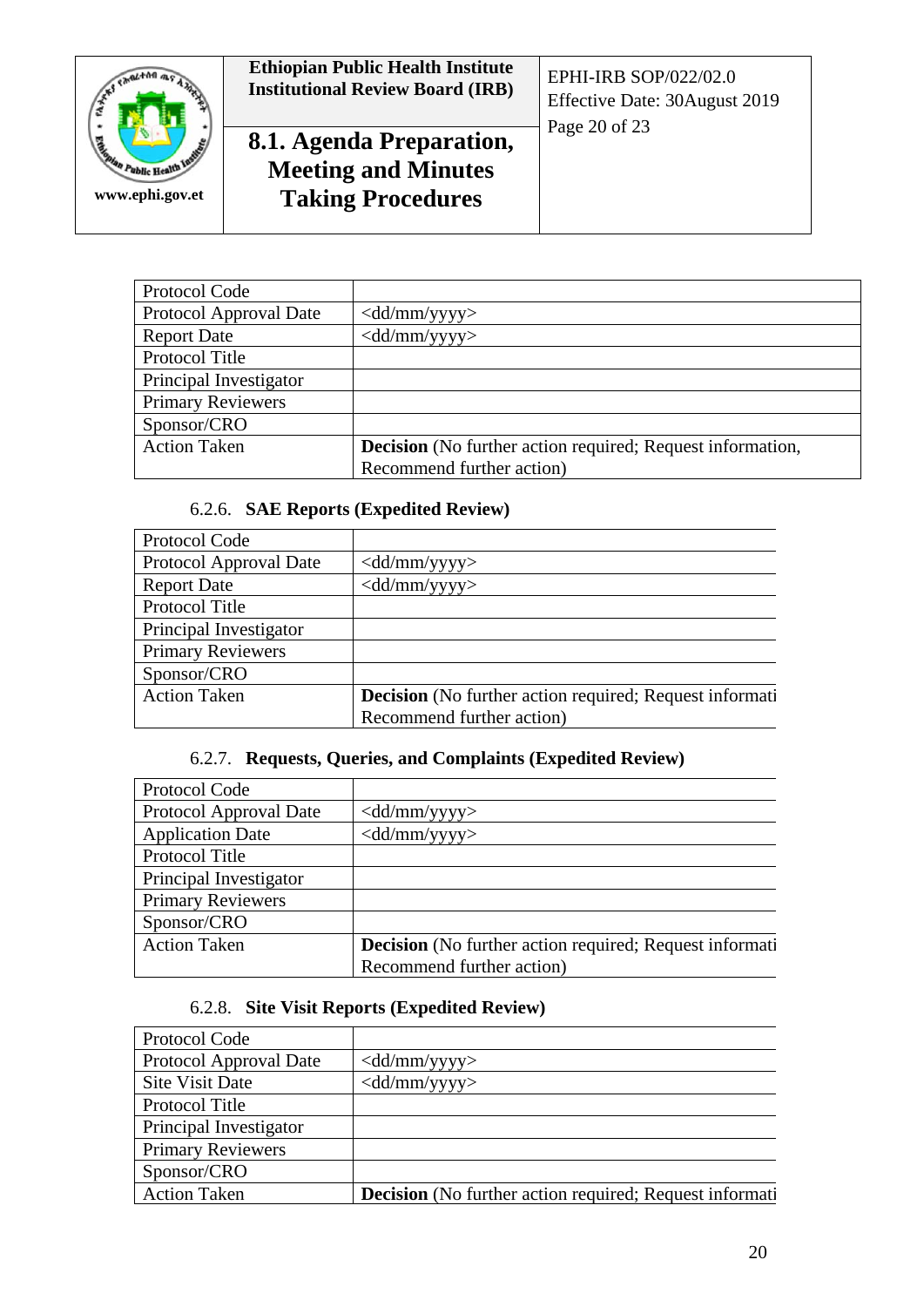| Protocol Code | |
|---|---|
| Protocol Approval Date | <dd/mm/yyyy> |
| Report Date | <dd/mm/yyyy> |
| Protocol Title | |
| Principal Investigator | |
| Primary Reviewers | |
| Sponsor/CRO | |
| Action Taken | **Decision** (No further action required; Request information, Recommend further action) |

### 6.2.6. SAE Reports (Expedited Review)

| Protocol Code | |
|---|---|
| Protocol Approval Date | <dd/mm/yyyy> |
| Report Date | <dd/mm/yyyy> |
| Protocol Title | |
| Principal Investigator | |
| Primary Reviewers | |
| Sponsor/CRO | |
| Action Taken | **Decision** (No further action required; Request informati Recommend further action) |

### 6.2.7. Requests, Queries, and Complaints (Expedited Review)

| Protocol Code | |
|---|---|
| Protocol Approval Date | <dd/mm/yyyy> |
| Application Date | <dd/mm/yyyy> |
| Protocol Title | |
| Principal Investigator | |
| Primary Reviewers | |
| Sponsor/CRO | |
| Action Taken | **Decision** (No further action required; Request informati Recommend further action) |

### 6.2.8. Site Visit Reports (Expedited Review)

| Protocol Code | |
|---|---|
| Protocol Approval Date | <dd/mm/yyyy> |
| Site Visit Date | <dd/mm/yyyy> |
| Protocol Title | |
| Principal Investigator | |
| Primary Reviewers | |
| Sponsor/CRO | |
| Action Taken | **Decision** (No further action required; Request informati |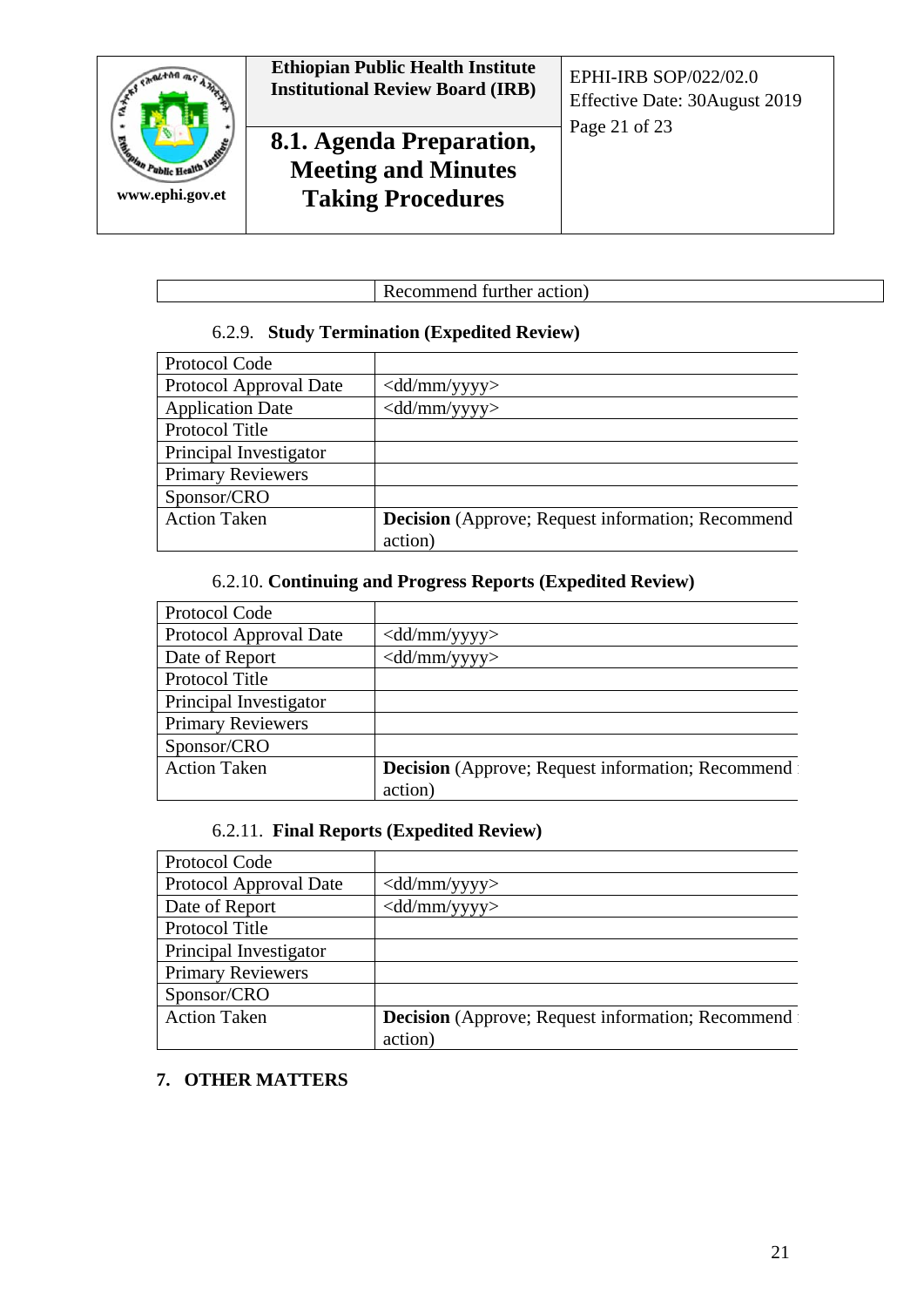| | Recommend further action) |
|---|---|

### 6.2.9. **Study Termination (Expedited Review)**

| Protocol Code | |
|---|---|
| Protocol Approval Date | <dd/mm/yyyy> |
| Application Date | <dd/mm/yyyy> |
| Protocol Title | |
| Principal Investigator | |
| Primary Reviewers | |
| Sponsor/CRO | |
| Action Taken | **Decision** (Approve; Request information; Recommend action) |

### 6.2.10. **Continuing and Progress Reports (Expedited Review)**

| Protocol Code | |
|---|---|
| Protocol Approval Date | <dd/mm/yyyy> |
| Date of Report | <dd/mm/yyyy> |
| Protocol Title | |
| Principal Investigator | |
| Primary Reviewers | |
| Sponsor/CRO | |
| Action Taken | **Decision** (Approve; Request information; Recommend action) |

### 6.2.11. **Final Reports (Expedited Review)**

| Protocol Code | |
|---|---|
| Protocol Approval Date | <dd/mm/yyyy> |
| Date of Report | <dd/mm/yyyy> |
| Protocol Title | |
| Principal Investigator | |
| Primary Reviewers | |
| Sponsor/CRO | |
| Action Taken | **Decision** (Approve; Request information; Recommend action) |

## 7. OTHER MATTERS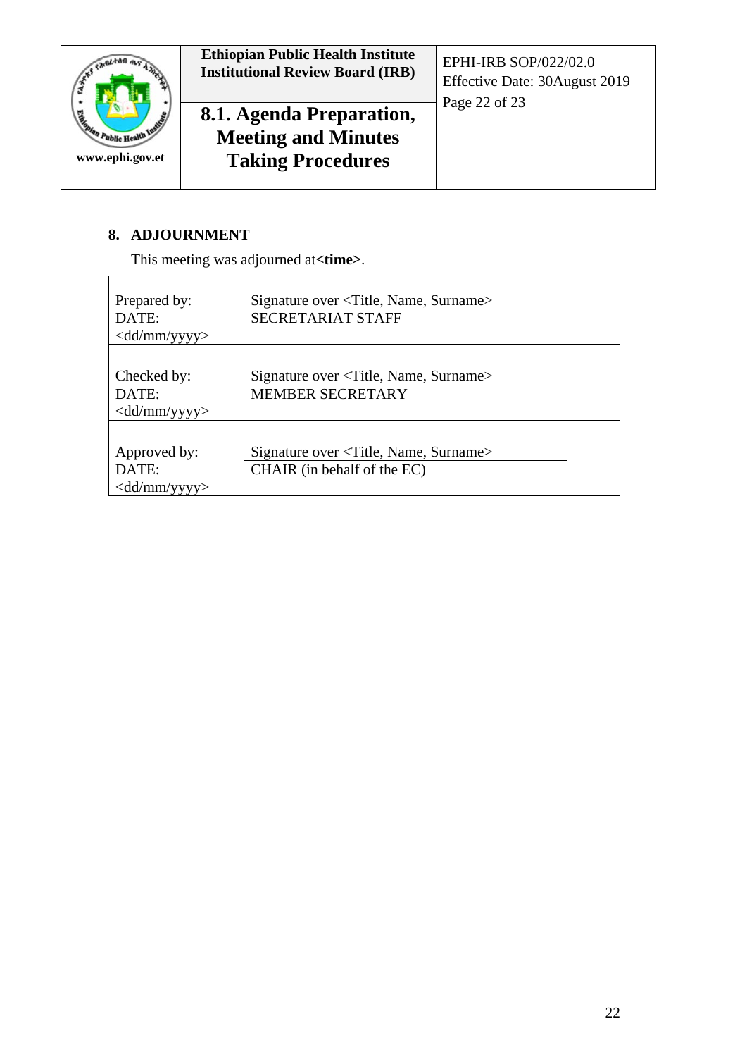## 8. ADJOURNMENT

This meeting was adjourned at**<time>**.

| | |
|---|---|
| Prepared by:<br>DATE:<br><dd/mm/yyyy> | Signature over <Title, Name, Surname><br>SECRETARIAT STAFF |
| Checked by:<br>DATE:<br><dd/mm/yyyy> | Signature over <Title, Name, Surname><br>MEMBER SECRETARY |
| Approved by:<br>DATE:<br><dd/mm/yyyy> | Signature over <Title, Name, Surname><br>CHAIR (in behalf of the EC) |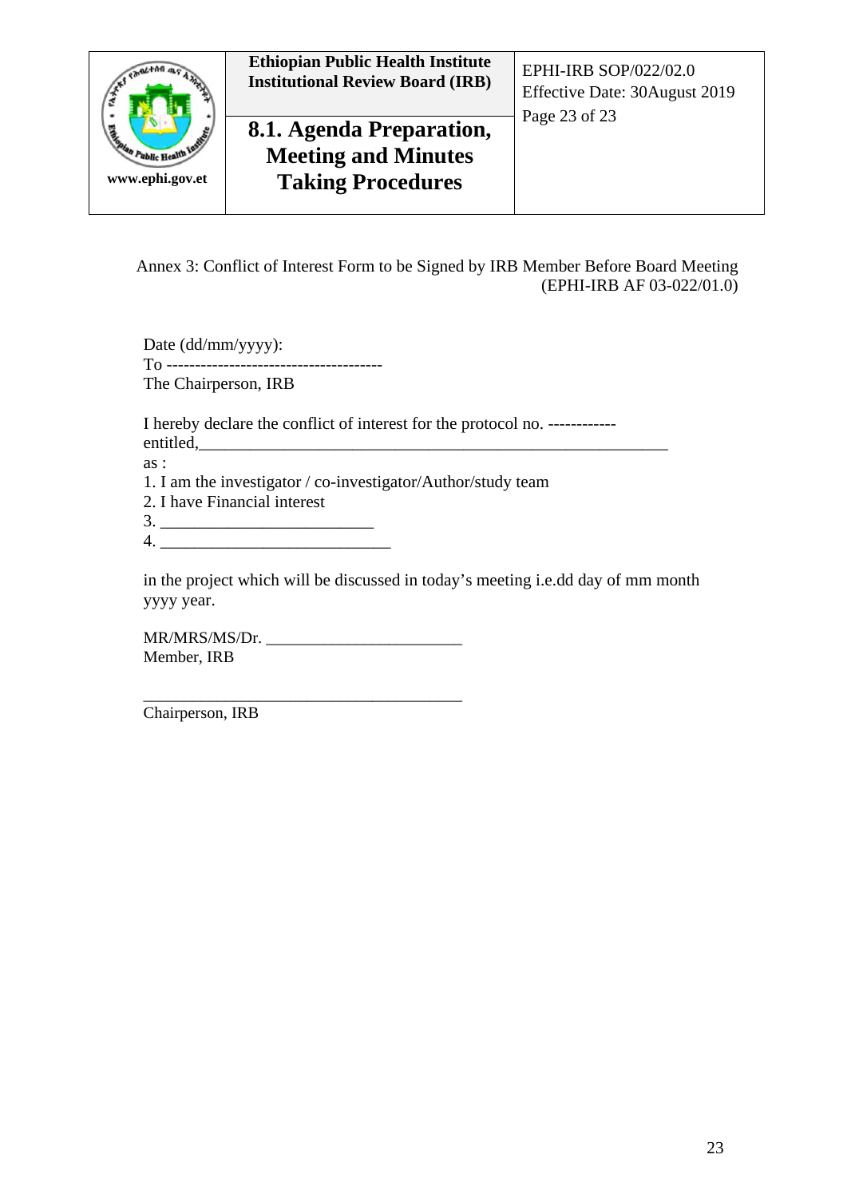Annex 3: Conflict of Interest Form to be Signed by IRB Member Before Board Meeting (EPHI-IRB AF 03-022/01.0)

Date (dd/mm/yyyy):
To --------------------------------------
The Chairperson, IRB

I hereby declare the conflict of interest for the protocol no. ------------
entitled,___________________________________________________________
as :

1. I am the investigator / co-investigator/Author/study team
2. I have Financial interest
3. __________________________
4. ____________________________

in the project which will be discussed in today's meeting i.e.dd day of mm month yyyy year.

MR/MRS/MS/Dr. ________________________
Member, IRB

_______________________________________
Chairperson, IRB